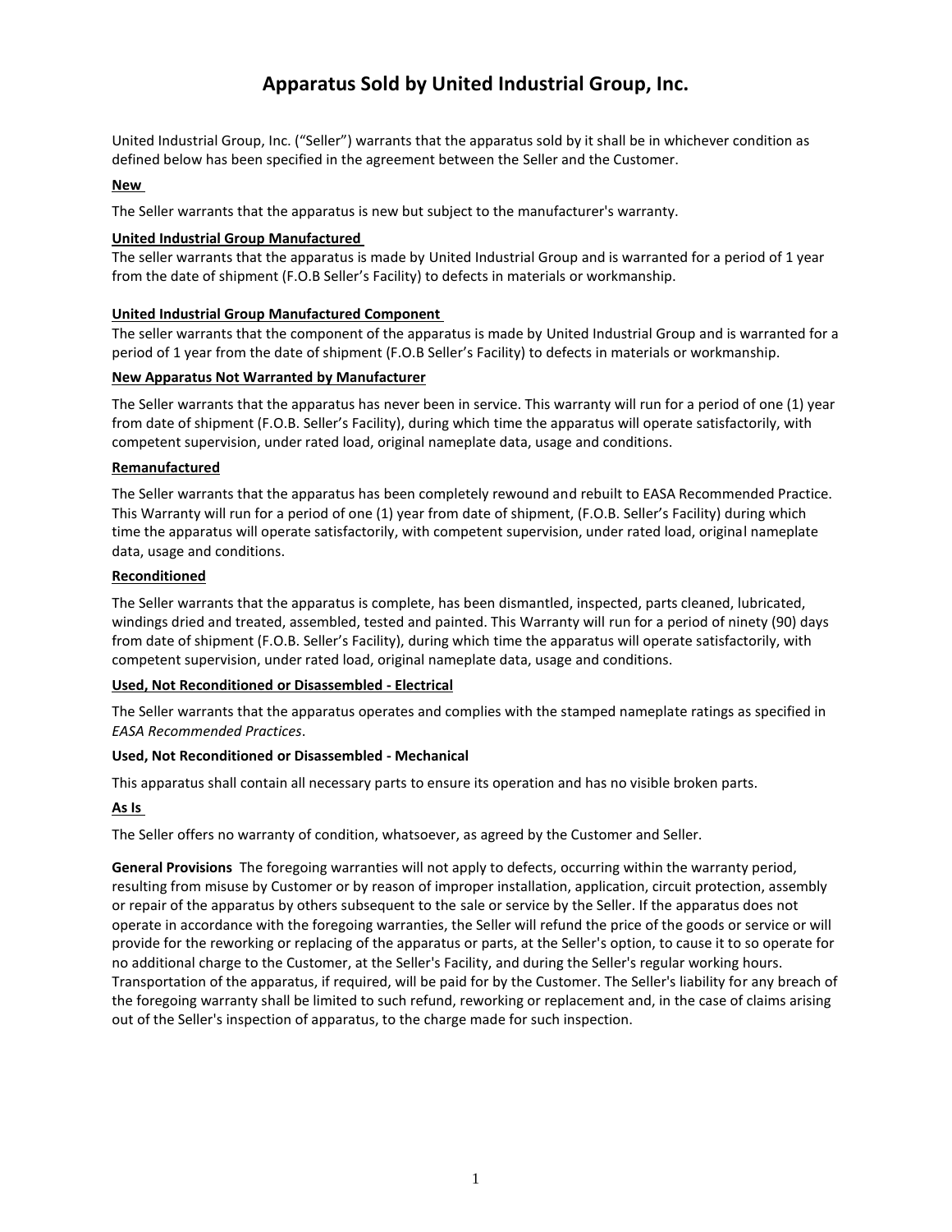# Apparatus Sold by United Industrial Group, Inc.

United Industrial Group, Inc. ("Seller") warrants that the apparatus sold by it shall be in whichever condition as defined below has been specified in the agreement between the Seller and the Customer.

**New**

The Seller warrants that the apparatus is new but subject to the manufacturer's warranty.

**United Industrial Group Manufactured**

The seller warrants that the apparatus is made by United Industrial Group and is warranted for a period of 1 year from the date of shipment (F.O.B Seller's Facility) to defects in materials or workmanship.

**United Industrial Group Manufactured Component**

The seller warrants that the component of the apparatus is made by United Industrial Group and is warranted for a period of 1 year from the date of shipment (F.O.B Seller's Facility) to defects in materials or workmanship.

**New Apparatus Not Warranted by Manufacturer**

The Seller warrants that the apparatus has never been in service. This warranty will run for a period of one (1) year from date of shipment (F.O.B. Seller's Facility), during which time the apparatus will operate satisfactorily, with competent supervision, under rated load, original nameplate data, usage and conditions.

**Remanufactured**

The Seller warrants that the apparatus has been completely rewound and rebuilt to EASA Recommended Practice. This Warranty will run for a period of one (1) year from date of shipment, (F.O.B. Seller's Facility) during which time the apparatus will operate satisfactorily, with competent supervision, under rated load, original nameplate data, usage and conditions.

**Reconditioned**

The Seller warrants that the apparatus is complete, has been dismantled, inspected, parts cleaned, lubricated, windings dried and treated, assembled, tested and painted. This Warranty will run for a period of ninety (90) days from date of shipment (F.O.B. Seller's Facility), during which time the apparatus will operate satisfactorily, with competent supervision, under rated load, original nameplate data, usage and conditions.

**Used, Not Reconditioned or Disassembled - Electrical**

The Seller warrants that the apparatus operates and complies with the stamped nameplate ratings as specified in *EASA Recommended Practices*.

**Used, Not Reconditioned or Disassembled - Mechanical**

This apparatus shall contain all necessary parts to ensure its operation and has no visible broken parts.

**As Is**

The Seller offers no warranty of condition, whatsoever, as agreed by the Customer and Seller.

**General Provisions** The foregoing warranties will not apply to defects, occurring within the warranty period, resulting from misuse by Customer or by reason of improper installation, application, circuit protection, assembly or repair of the apparatus by others subsequent to the sale or service by the Seller. If the apparatus does not operate in accordance with the foregoing warranties, the Seller will refund the price of the goods or service or will provide for the reworking or replacing of the apparatus or parts, at the Seller's option, to cause it to so operate for no additional charge to the Customer, at the Seller's Facility, and during the Seller's regular working hours. Transportation of the apparatus, if required, will be paid for by the Customer. The Seller's liability for any breach of the foregoing warranty shall be limited to such refund, reworking or replacement and, in the case of claims arising out of the Seller's inspection of apparatus, to the charge made for such inspection.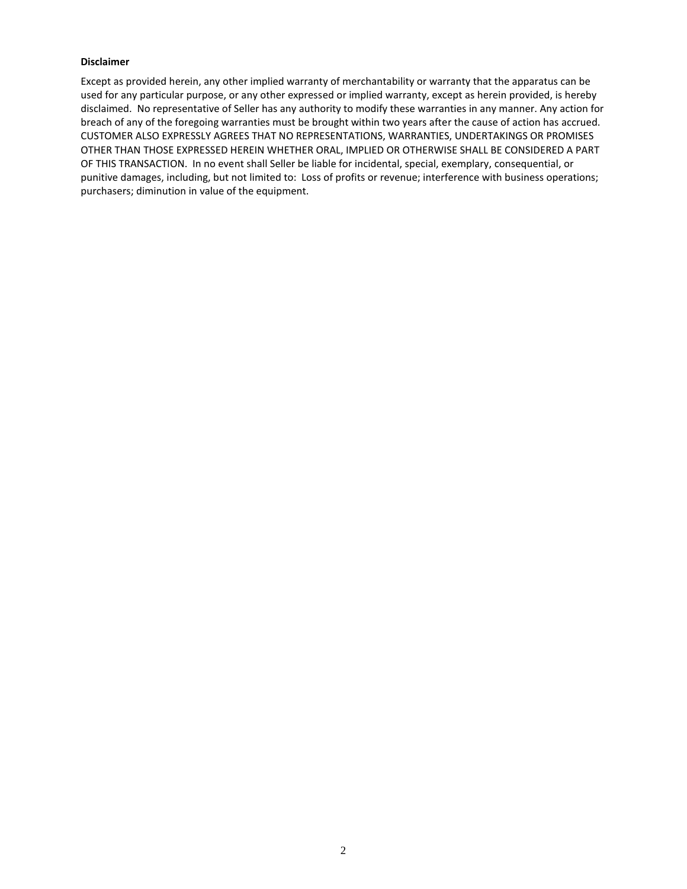**Disclaimer**

Except as provided herein, any other implied warranty of merchantability or warranty that the apparatus can be used for any particular purpose, or any other expressed or implied warranty, except as herein provided, is hereby disclaimed. No representative of Seller has any authority to modify these warranties in any manner. Any action for breach of any of the foregoing warranties must be brought within two years after the cause of action has accrued. CUSTOMER ALSO EXPRESSLY AGREES THAT NO REPRESENTATIONS, WARRANTIES, UNDERTAKINGS OR PROMISES OTHER THAN THOSE EXPRESSED HEREIN WHETHER ORAL, IMPLIED OR OTHERWISE SHALL BE CONSIDERED A PART OF THIS TRANSACTION. In no event shall Seller be liable for incidental, special, exemplary, consequential, or punitive damages, including, but not limited to: Loss of profits or revenue; interference with business operations; purchasers; diminution in value of the equipment.